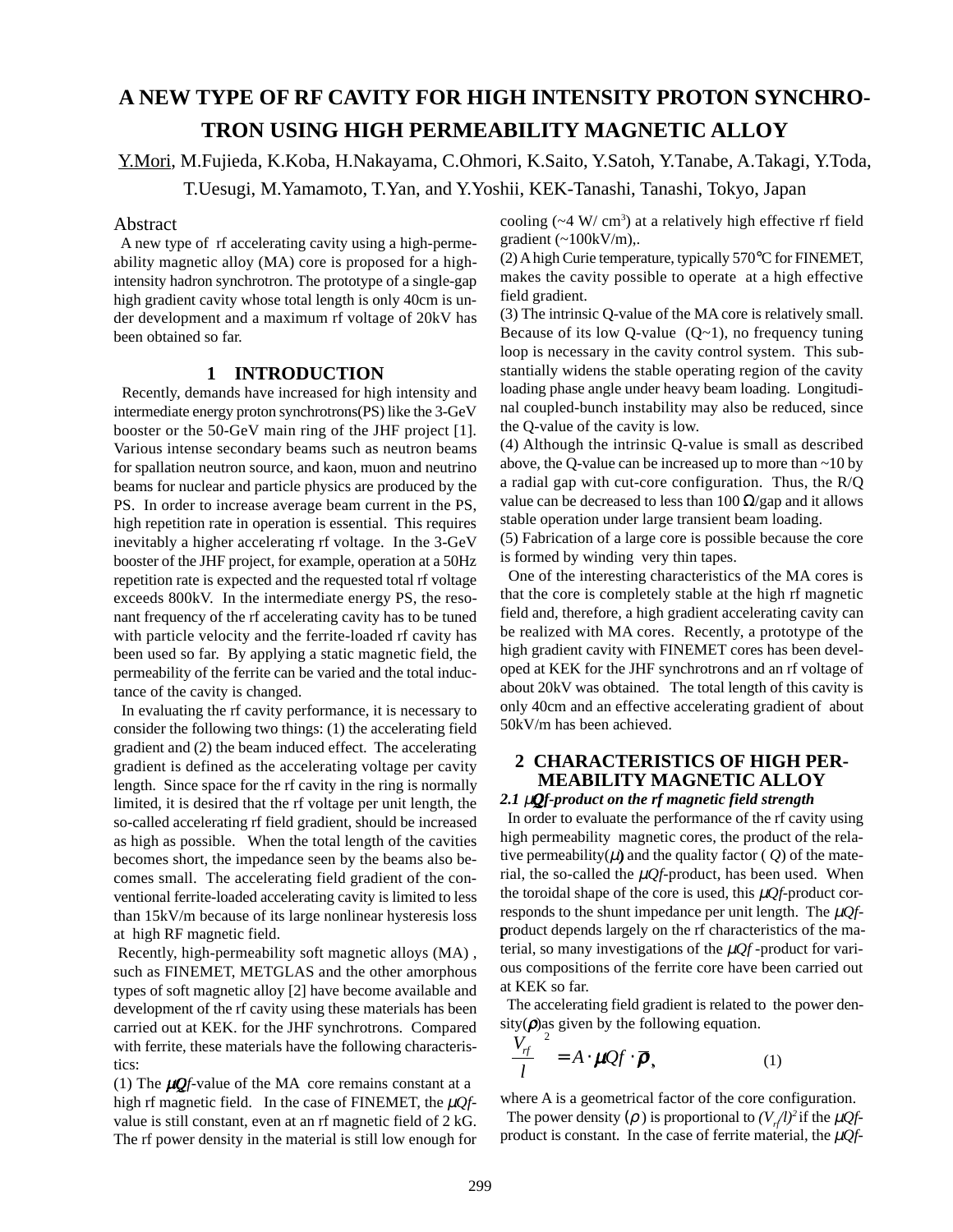# A NEW TYPE OF RF CAVITY FOR HIGH INTENSITY PROTON SYNCHROTRON USING HIGH PERMEABILITY MAGNETIC ALLOY

Y.Mori, M.Fujieda, K.Koba, H.Nakayama, C.Ohmori, K.Saito, Y.Satoh, Y.Tanabe, A.Takagi, Y.Toda, T.Uesugi, M.Yamamoto, T.Yan, and Y.Yoshii, KEK-Tanashi, Tanashi, Tokyo, Japan

## Abstract

A new type of rf accelerating cavity using a high-permeability magnetic alloy (MA) core is proposed for a high-intensity hadron synchrotron. The prototype of a single-gap high gradient cavity whose total length is only 40cm is under development and a maximum rf voltage of 20kV has been obtained so far.

## 1 INTRODUCTION

Recently, demands have increased for high intensity and intermediate energy proton synchrotrons(PS) like the 3-GeV booster or the 50-GeV main ring of the JHF project [1]. Various intense secondary beams such as neutron beams for spallation neutron source, and kaon, muon and neutrino beams for nuclear and particle physics are produced by the PS. In order to increase average beam current in the PS, high repetition rate in operation is essential. This requires inevitably a higher accelerating rf voltage. In the 3-GeV booster of the JHF project, for example, operation at a 50Hz repetition rate is expected and the requested total rf voltage exceeds 800kV. In the intermediate energy PS, the resonant frequency of the rf accelerating cavity has to be tuned with particle velocity and the ferrite-loaded rf cavity has been used so far. By applying a static magnetic field, the permeability of the ferrite can be varied and the total inductance of the cavity is changed.

In evaluating the rf cavity performance, it is necessary to consider the following two things: (1) the accelerating field gradient and (2) the beam induced effect. The accelerating gradient is defined as the accelerating voltage per cavity length. Since space for the rf cavity in the ring is normally limited, it is desired that the rf voltage per unit length, the so-called accelerating rf field gradient, should be increased as high as possible. When the total length of the cavities becomes short, the impedance seen by the beams also becomes small. The accelerating field gradient of the conventional ferrite-loaded accelerating cavity is limited to less than 15kV/m because of its large nonlinear hysteresis loss at high RF magnetic field.

Recently, high-permeability soft magnetic alloys (MA) , such as FINEMET, METGLAS and the other amorphous types of soft magnetic alloy [2] have become available and development of the rf cavity using these materials has been carried out at KEK. for the JHF synchrotrons. Compared with ferrite, these materials have the following characteristics:

(1) The $\mu Qf$-value of the MA core remains constant at a high rf magnetic field. In the case of FINEMET, the $\mu Qf$-value is still constant, even at an rf magnetic field of 2 kG. The rf power density in the material is still low enough for cooling (~4 W/ $cm^3$) at a relatively high effective rf field gradient (~100kV/m),.

(2) A high Curie temperature, typically 570°C for FINEMET, makes the cavity possible to operate at a high effective field gradient.

(3) The intrinsic Q-value of the MA core is relatively small. Because of its low Q-value (Q~1), no frequency tuning loop is necessary in the cavity control system. This substantially widens the stable operating region of the cavity loading phase angle under heavy beam loading. Longitudinal coupled-bunch instability may also be reduced, since the Q-value of the cavity is low.

(4) Although the intrinsic Q-value is small as described above, the Q-value can be increased up to more than ~10 by a radial gap with cut-core configuration. Thus, the R/Q value can be decreased to less than 100 Ω/gap and it allows stable operation under large transient beam loading.

(5) Fabrication of a large core is possible because the core is formed by winding very thin tapes.

One of the interesting characteristics of the MA cores is that the core is completely stable at the high rf magnetic field and, therefore, a high gradient accelerating cavity can be realized with MA cores. Recently, a prototype of the high gradient cavity with FINEMET cores has been developed at KEK for the JHF synchrotrons and an rf voltage of about 20kV was obtained. The total length of this cavity is only 40cm and an effective accelerating gradient of about 50kV/m has been achieved.

## 2 CHARACTERISTICS OF HIGH PERMEABILITY MAGNETIC ALLOY

### 2.1 $\mu Qf$-product on the rf magnetic field strength

In order to evaluate the performance of the rf cavity using high permeability magnetic cores, the product of the relative permeability($\mu$) and the quality factor ( $Q$) of the material, the so-called the $\mu Qf$-product, has been used. When the toroidal shape of the core is used, this $\mu Qf$-product corresponds to the shunt impedance per unit length. The $\mu Qf$-product depends largely on the rf characteristics of the material, so many investigations of the $\mu Qf$ -product for various compositions of the ferrite core have been carried out at KEK so far.

The accelerating field gradient is related to the power density($\rho$)as given by the following equation.

$$\left(\frac{V_{rf}}{l}\right)^2 = A \cdot \mu Qf \cdot \rho, \qquad (1)$$

where A is a geometrical factor of the core configuration.

The power density ($\rho$) is proportional to $(V_{rf}/l)^2$ if the $\mu Qf$-product is constant. In the case of ferrite material, the $\mu Qf$-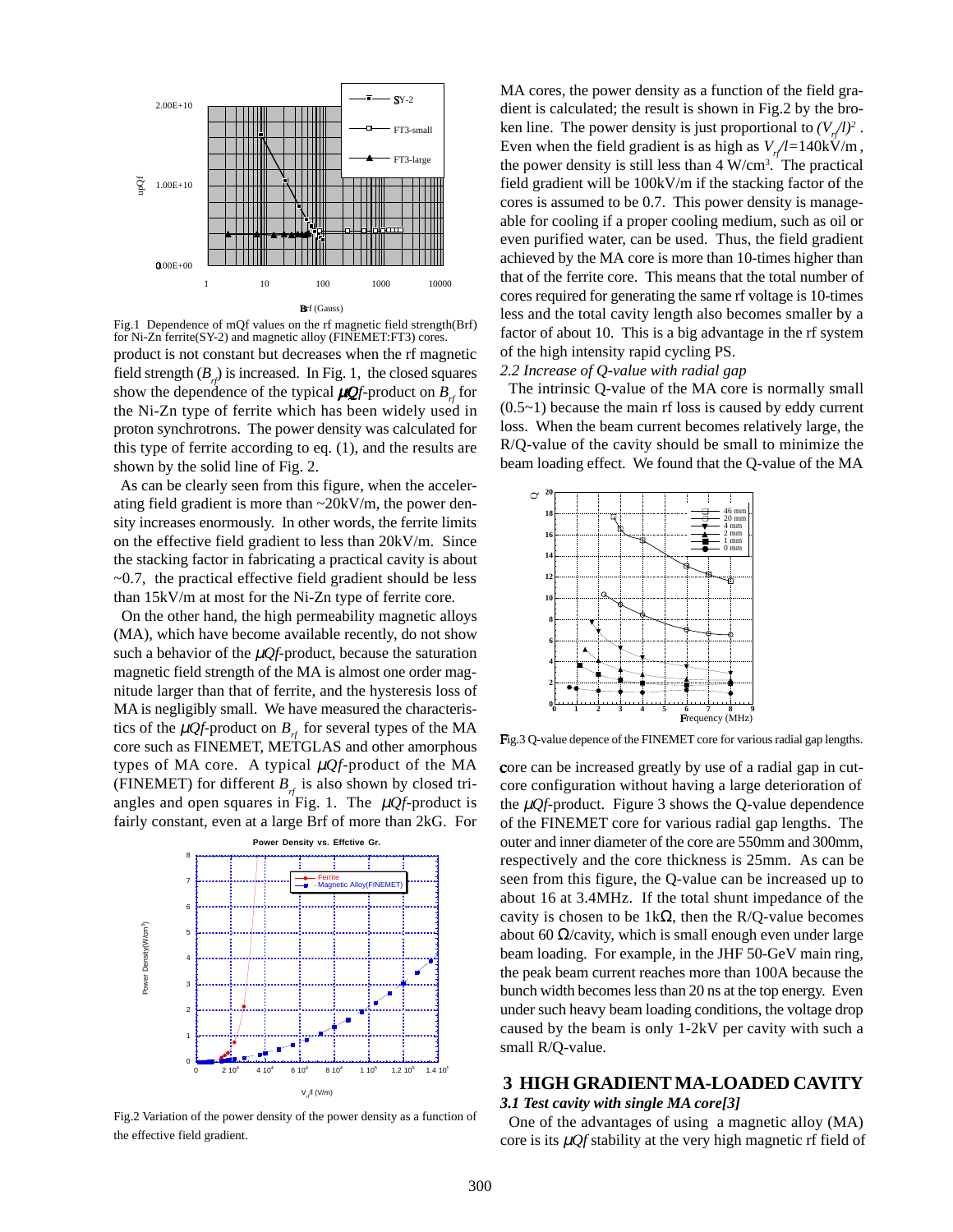Fig.1 Dependence of mQf values on the rf magnetic field strength(Brf) for Ni-Zn ferrite(SY-2) and magnetic alloy (FINEMET:FT3) cores.

product is not constant but decreases when the rf magnetic field strength ($B_{rf}$) is increased. In Fig. 1, the closed squares show the dependence of the typical $\mu Qf$-product on $B_{rf}$ for the Ni-Zn type of ferrite which has been widely used in proton synchrotrons. The power density was calculated for this type of ferrite according to eq. (1), and the results are shown by the solid line of Fig. 2.

As can be clearly seen from this figure, when the accelerating field gradient is more than ~20kV/m, the power density increases enormously. In other words, the ferrite limits on the effective field gradient to less than 20kV/m. Since the stacking factor in fabricating a practical cavity is about ~0.7, the practical effective field gradient should be less than 15kV/m at most for the Ni-Zn type of ferrite core.

On the other hand, the high permeability magnetic alloys (MA), which have become available recently, do not show such a behavior of the $\mu Qf$-product, because the saturation magnetic field strength of the MA is almost one order magnitude larger than that of ferrite, and the hysteresis loss of MA is negligibly small. We have measured the characteristics of the $\mu Qf$-product on $B_{rf}$ for several types of the MA core such as FINEMET, METGLAS and other amorphous types of MA core. A typical $\mu Qf$-product of the MA (FINEMET) for different $B_{rf}$ is also shown by closed triangles and open squares in Fig. 1. The $\mu Qf$-product is fairly constant, even at a large Brf of more than 2kG. For MA cores, the power density as a function of the field gradient is calculated; the result is shown in Fig.2 by the broken line. The power density is just proportional to $(V_{rf}/l)^2$. Even when the field gradient is as high as $V_{rf}/l$=140kV/m, the power density is still less than 4 W/cm$^3$. The practical field gradient will be 100kV/m if the stacking factor of the cores is assumed to be 0.7. This power density is manageable for cooling if a proper cooling medium, such as oil or even purified water, can be used. Thus, the field gradient achieved by the MA core is more than 10-times higher than that of the ferrite core. This means that the total number of cores required for generating the same rf voltage is 10-times less and the total cavity length also becomes smaller by a factor of about 10. This is a big advantage in the rf system of the high intensity rapid cycling PS.

Fig.2 Variation of the power density of the power density as a function of the effective field gradient.

*2.2 Increase of Q-value with radial gap*

The intrinsic Q-value of the MA core is normally small (0.5~1) because the main rf loss is caused by eddy current loss. When the beam current becomes relatively large, the R/Q-value of the cavity should be small to minimize the beam loading effect. We found that the Q-value of the MA core can be increased greatly by use of a radial gap in cut-core configuration without having a large deterioration of the $\mu Qf$-product. Figure 3 shows the Q-value dependence of the FINEMET core for various radial gap lengths. The outer and inner diameter of the core are 550mm and 300mm, respectively and the core thickness is 25mm. As can be seen from this figure, the Q-value can be increased up to about 16 at 3.4MHz. If the total shunt impedance of the cavity is chosen to be 1kΩ, then the R/Q-value becomes about 60 Ω/cavity, which is small enough even under large beam loading. For example, in the JHF 50-GeV main ring, the peak beam current reaches more than 100A because the bunch width becomes less than 20 ns at the top energy. Even under such heavy beam loading conditions, the voltage drop caused by the beam is only 1-2kV per cavity with such a small R/Q-value.

Fig.3 Q-value depence of the FINEMET core for various radial gap lengths.

## 3 HIGH GRADIENT MA-LOADED CAVITY

### *3.1 Test cavity with single MA core[3]*

One of the advantages of using a magnetic alloy (MA) core is its $\mu Qf$ stability at the very high magnetic rf field of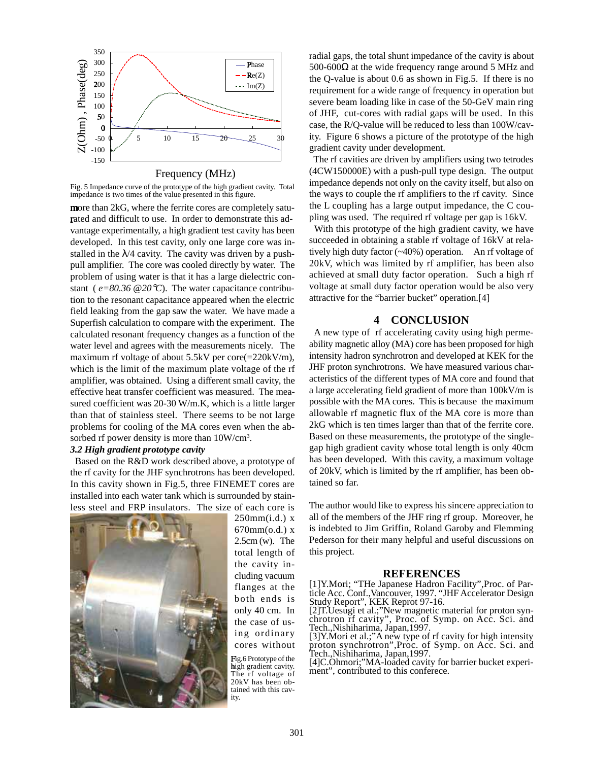350
300
250
200
150
100
50
0
-50
-100
-150

Z(Ohm) , Phase(deg)

0 5 10 15 20 25 30

Frequency (MHz)

Phase
Re(Z)
Im(Z)

Fig. 5 Impedance curve of the prototype of the high gradient cavity. Total impedance is two times of the value presented in this figure.

more than 2kG, where the ferrite cores are completely saturated and difficult to use. In order to demonstrate this advantage experimentally, a high gradient test cavity has been developed. In this test cavity, only one large core was installed in the λ/4 cavity. The cavity was driven by a push-pull amplifier. The core was cooled directly by water. The problem of using water is that it has a large dielectric constant ( *e=80.36 @20℃*). The water capacitance contribution to the resonant capacitance appeared when the electric field leaking from the gap saw the water. We have made a Superfish calculation to compare with the experiment. The calculated resonant frequency changes as a function of the water level and agrees with the measurements nicely. The maximum rf voltage of about 5.5kV per core(=220kV/m), which is the limit of the maximum plate voltage of the rf amplifier, was obtained. Using a different small cavity, the effective heat transfer coefficient was measured. The measured coefficient was 20-30 W/m.K, which is a little larger than that of stainless steel. There seems to be not large problems for cooling of the MA cores even when the absorbed rf power density is more than $10W/cm^3$.

### *3.2 High gradient prototype cavity*

Based on the R&D work described above, a prototype of the rf cavity for the JHF synchrotrons has been developed. In this cavity shown in Fig.5, three FINEMET cores are installed into each water tank which is surrounded by stainless steel and FRP insulators. The size of each core is 250mm(i.d.) x 670mm(o.d.) x 2.5cm (w). The total length of the cavity including vacuum flanges at the both ends is only 40 cm. In the case of using ordinary cores without radial gaps, the total shunt impedance of the cavity is about 500-600Ω at the wide frequency range around 5 MHz and the Q-value is about 0.6 as shown in Fig.5. If there is no requirement for a wide range of frequency in operation but severe beam loading like in case of the 50-GeV main ring of JHF, cut-cores with radial gaps will be used. In this case, the R/Q-value will be reduced to less than 100W/cavity. Figure 6 shows a picture of the prototype of the high gradient cavity under development.

Fig.6 Prototype of the high gradient cavity. The rf voltage of 20kV has been obtained with this cavity.

The rf cavities are driven by amplifiers using two tetrodes (4CW150000E) with a push-pull type design. The output impedance depends not only on the cavity itself, but also on the ways to couple the rf amplifiers to the rf cavity. Since the L coupling has a large output impedance, the C coupling was used. The required rf voltage per gap is 16kV.

With this prototype of the high gradient cavity, we have succeeded in obtaining a stable rf voltage of 16kV at relatively high duty factor (~40%) operation. An rf voltage of 20kV, which was limited by rf amplifier, has been also achieved at small duty factor operation. Such a high rf voltage at small duty factor operation would be also very attractive for the "barrier bucket" operation.[4]

## 4 CONCLUSION

A new type of rf accelerating cavity using high permeability magnetic alloy (MA) core has been proposed for high intensity hadron synchrotron and developed at KEK for the JHF proton synchrotrons. We have measured various characteristics of the different types of MA core and found that a large accelerating field gradient of more than 100kV/m is possible with the MA cores. This is because the maximum allowable rf magnetic flux of the MA core is more than 2kG which is ten times larger than that of the ferrite core. Based on these measurements, the prototype of the single-gap high gradient cavity whose total length is only 40cm has been developed. With this cavity, a maximum voltage of 20kV, which is limited by the rf amplifier, has been obtained so far.

The author would like to express his sincere appreciation to all of the members of the JHF ring rf group. Moreover, he is indebted to Jim Griffin, Roland Garoby and Flemming Pederson for their many helpful and useful discussions on this project.

## REFERENCES

[1]Y.Mori; "THe Japanese Hadron Facility",Proc. of Particle Acc. Conf.,Vancouver, 1997. "JHF Accelerator Design Study Report", KEK Reprot 97-16.
[2]T.Uesugi et al.;"New magnetic material for proton synchrotron rf cavity", Proc. of Symp. on Acc. Sci. and Tech.,Nishiharima, Japan,1997.
[3]Y.Mori et al.;"A new type of rf cavity for high intensity proton synchrotron",Proc. of Symp. on Acc. Sci. and Tech.,Nishiharima, Japan,1997.
[4]C.Ohmori;"MA-loaded cavity for barrier bucket experiment", contributed to this conferece.